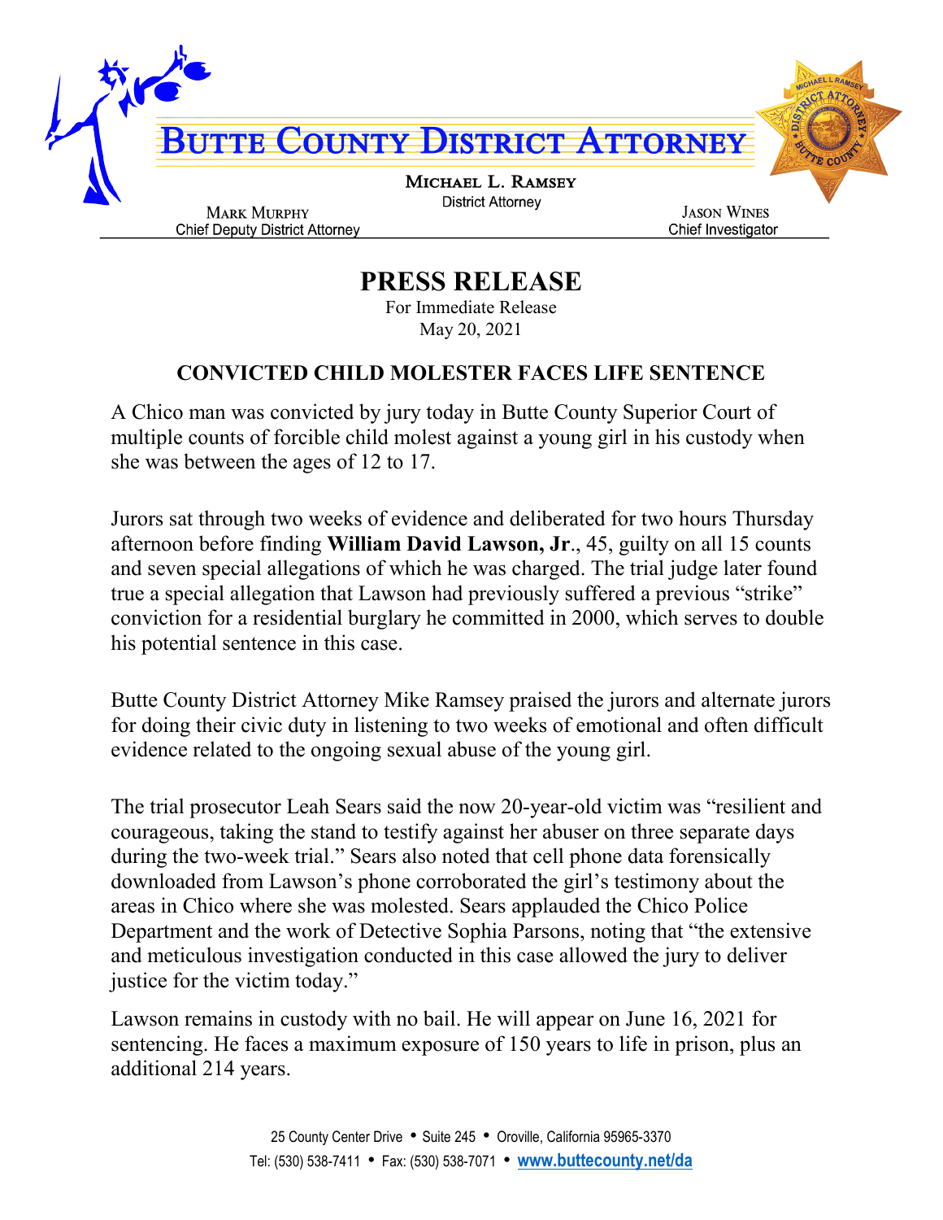# BUTTE COUNTY DISTRICT ATTORNEY

**MICHAEL L. RAMSEY**
District Attorney

**MARK MURPHY**
Chief Deputy District Attorney

**JASON WINES**
Chief Investigator

## PRESS RELEASE

For Immediate Release
May 20, 2021

### CONVICTED CHILD MOLESTER FACES LIFE SENTENCE

A Chico man was convicted by jury today in Butte County Superior Court of multiple counts of forcible child molest against a young girl in his custody when she was between the ages of 12 to 17.

Jurors sat through two weeks of evidence and deliberated for two hours Thursday afternoon before finding **William David Lawson, Jr**., 45, guilty on all 15 counts and seven special allegations of which he was charged. The trial judge later found true a special allegation that Lawson had previously suffered a previous "strike" conviction for a residential burglary he committed in 2000, which serves to double his potential sentence in this case.

Butte County District Attorney Mike Ramsey praised the jurors and alternate jurors for doing their civic duty in listening to two weeks of emotional and often difficult evidence related to the ongoing sexual abuse of the young girl.

The trial prosecutor Leah Sears said the now 20-year-old victim was "resilient and courageous, taking the stand to testify against her abuser on three separate days during the two-week trial." Sears also noted that cell phone data forensically downloaded from Lawson's phone corroborated the girl's testimony about the areas in Chico where she was molested. Sears applauded the Chico Police Department and the work of Detective Sophia Parsons, noting that "the extensive and meticulous investigation conducted in this case allowed the jury to deliver justice for the victim today."

Lawson remains in custody with no bail. He will appear on June 16, 2021 for sentencing. He faces a maximum exposure of 150 years to life in prison, plus an additional 214 years.

25 County Center Drive • Suite 245 • Oroville, California 95965-3370
Tel: (530) 538-7411 • Fax: (530) 538-7071 • www.buttecounty.net/da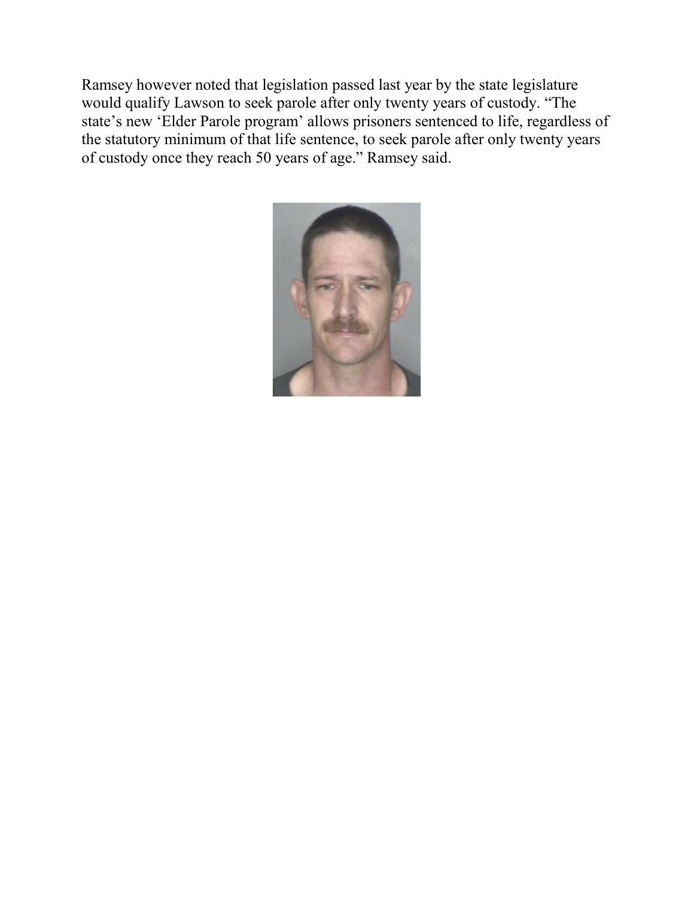Ramsey however noted that legislation passed last year by the state legislature would qualify Lawson to seek parole after only twenty years of custody. "The state's new 'Elder Parole program' allows prisoners sentenced to life, regardless of the statutory minimum of that life sentence, to seek parole after only twenty years of custody once they reach 50 years of age." Ramsey said.